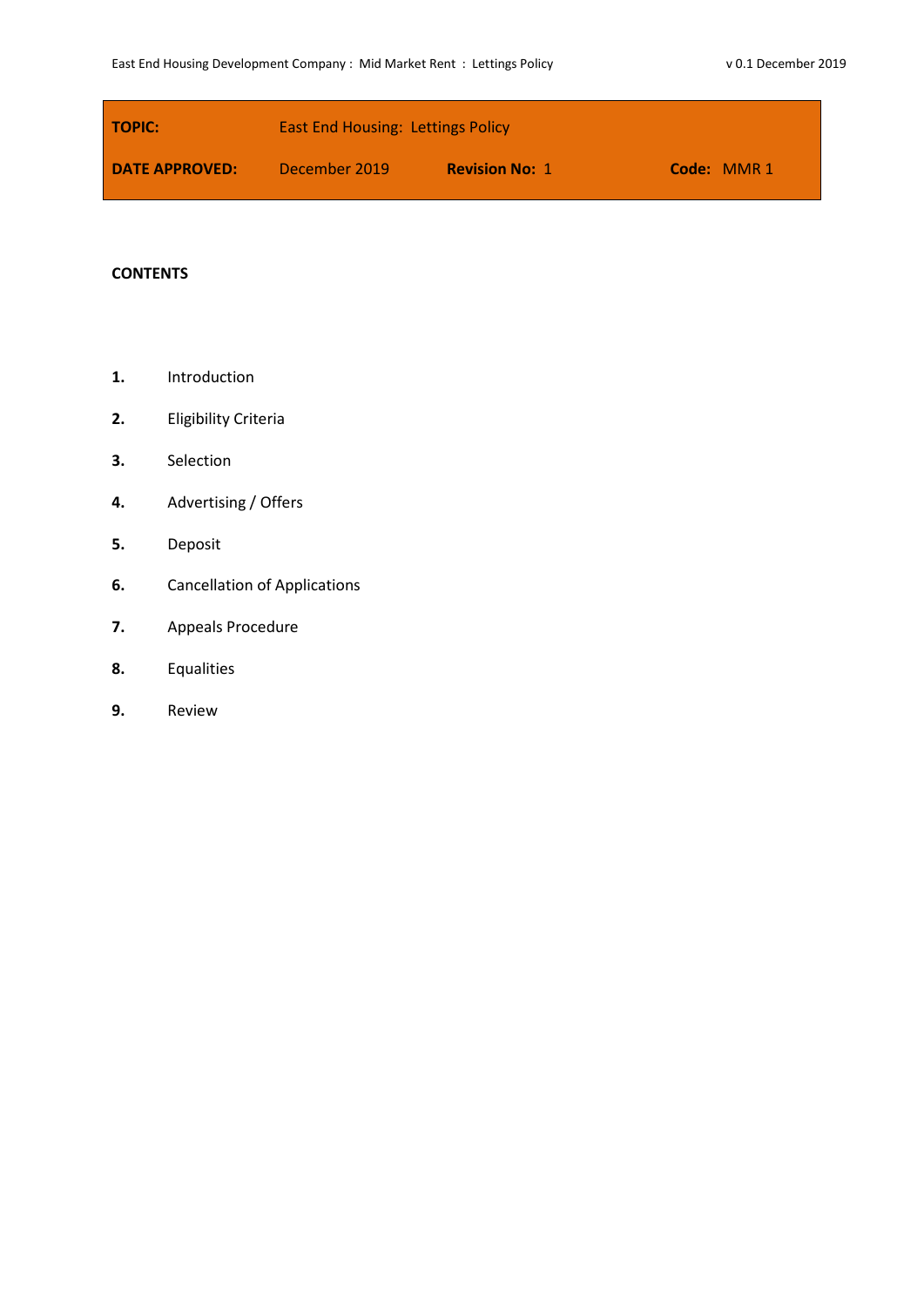| **TOPIC:** | East End Housing: Lettings Policy | | |
|---|---|---|---|
| **DATE APPROVED:** | December 2019 | **Revision No:** 1 | **Code:** MMR 1 |

**CONTENTS**

1. Introduction
2. Eligibility Criteria
3. Selection
4. Advertising / Offers
5. Deposit
6. Cancellation of Applications
7. Appeals Procedure
8. Equalities
9. Review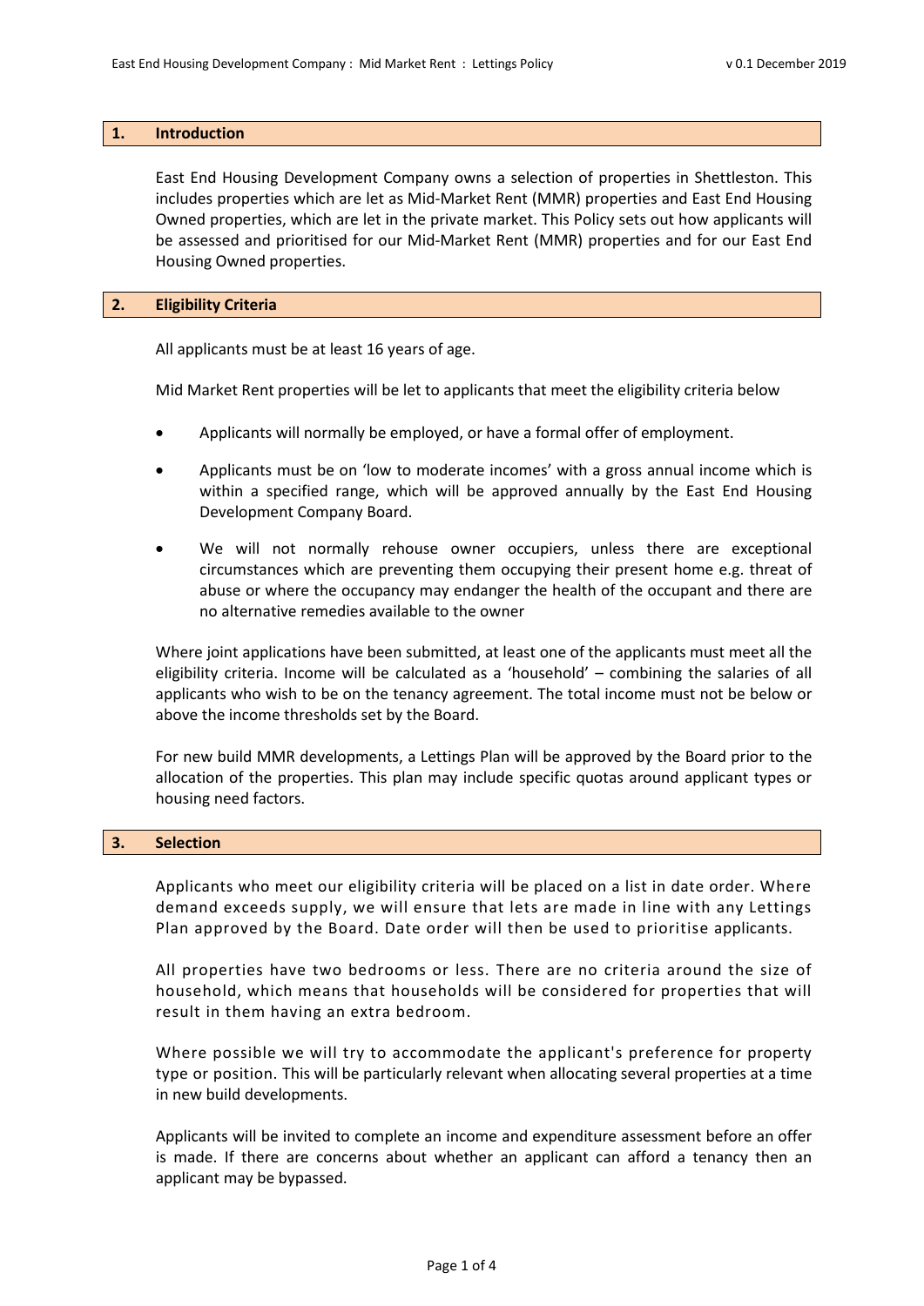## 1. Introduction

East End Housing Development Company owns a selection of properties in Shettleston. This includes properties which are let as Mid-Market Rent (MMR) properties and East End Housing Owned properties, which are let in the private market. This Policy sets out how applicants will be assessed and prioritised for our Mid-Market Rent (MMR) properties and for our East End Housing Owned properties.

## 2. Eligibility Criteria

All applicants must be at least 16 years of age.

Mid Market Rent properties will be let to applicants that meet the eligibility criteria below

- Applicants will normally be employed, or have a formal offer of employment.
- Applicants must be on 'low to moderate incomes' with a gross annual income which is within a specified range, which will be approved annually by the East End Housing Development Company Board.
- We will not normally rehouse owner occupiers, unless there are exceptional circumstances which are preventing them occupying their present home e.g. threat of abuse or where the occupancy may endanger the health of the occupant and there are no alternative remedies available to the owner

Where joint applications have been submitted, at least one of the applicants must meet all the eligibility criteria. Income will be calculated as a 'household' – combining the salaries of all applicants who wish to be on the tenancy agreement. The total income must not be below or above the income thresholds set by the Board.

For new build MMR developments, a Lettings Plan will be approved by the Board prior to the allocation of the properties. This plan may include specific quotas around applicant types or housing need factors.

## 3. Selection

Applicants who meet our eligibility criteria will be placed on a list in date order. Where demand exceeds supply, we will ensure that lets are made in line with any Lettings Plan approved by the Board. Date order will then be used to prioritise applicants.

All properties have two bedrooms or less. There are no criteria around the size of household, which means that households will be considered for properties that will result in them having an extra bedroom.

Where possible we will try to accommodate the applicant's preference for property type or position. This will be particularly relevant when allocating several properties at a time in new build developments.

Applicants will be invited to complete an income and expenditure assessment before an offer is made. If there are concerns about whether an applicant can afford a tenancy then an applicant may be bypassed.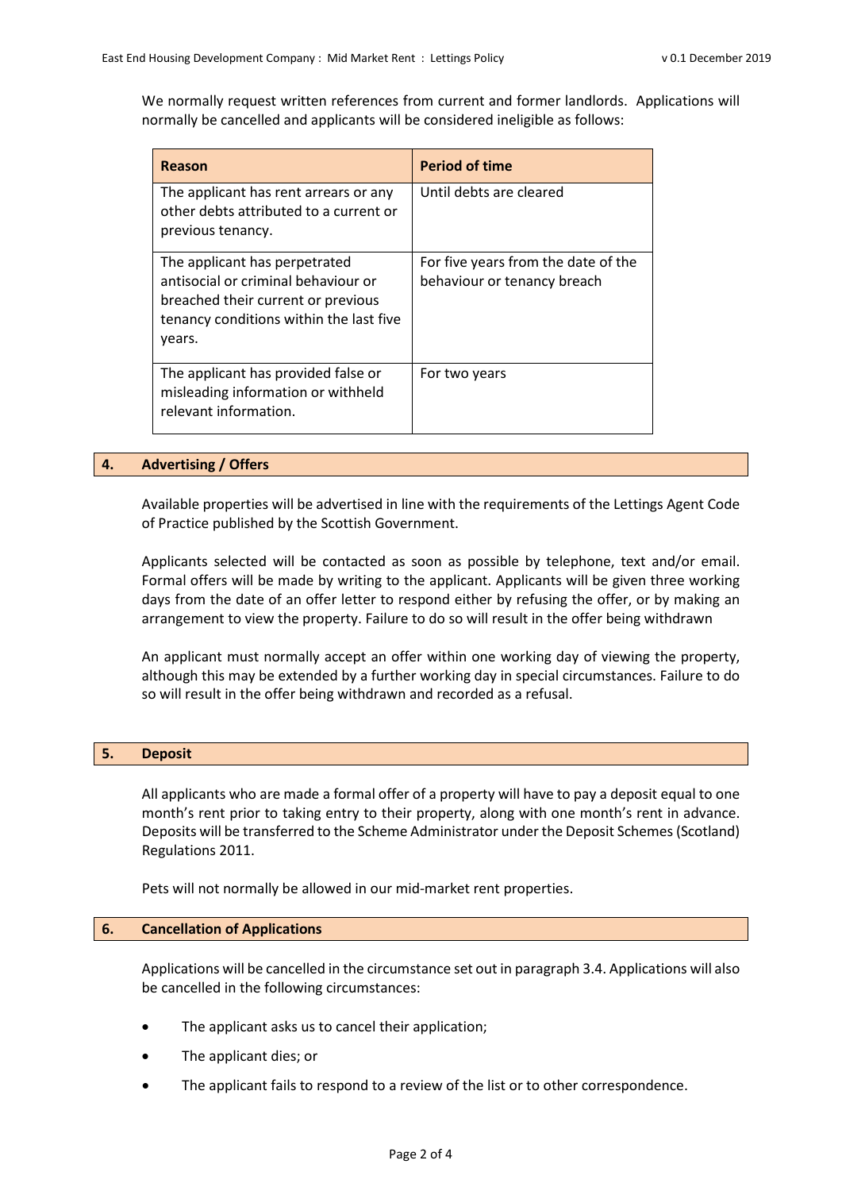We normally request written references from current and former landlords. Applications will normally be cancelled and applicants will be considered ineligible as follows:

| Reason | Period of time |
|---|---|
| The applicant has rent arrears or any other debts attributed to a current or previous tenancy. | Until debts are cleared |
| The applicant has perpetrated antisocial or criminal behaviour or breached their current or previous tenancy conditions within the last five years. | For five years from the date of the behaviour or tenancy breach |
| The applicant has provided false or misleading information or withheld relevant information. | For two years |

## 4. Advertising / Offers

Available properties will be advertised in line with the requirements of the Lettings Agent Code of Practice published by the Scottish Government.

Applicants selected will be contacted as soon as possible by telephone, text and/or email. Formal offers will be made by writing to the applicant. Applicants will be given three working days from the date of an offer letter to respond either by refusing the offer, or by making an arrangement to view the property. Failure to do so will result in the offer being withdrawn

An applicant must normally accept an offer within one working day of viewing the property, although this may be extended by a further working day in special circumstances. Failure to do so will result in the offer being withdrawn and recorded as a refusal.

## 5. Deposit

All applicants who are made a formal offer of a property will have to pay a deposit equal to one month's rent prior to taking entry to their property, along with one month's rent in advance. Deposits will be transferred to the Scheme Administrator under the Deposit Schemes (Scotland) Regulations 2011.

Pets will not normally be allowed in our mid-market rent properties.

## 6. Cancellation of Applications

Applications will be cancelled in the circumstance set out in paragraph 3.4. Applications will also be cancelled in the following circumstances:

- The applicant asks us to cancel their application;
- The applicant dies; or
- The applicant fails to respond to a review of the list or to other correspondence.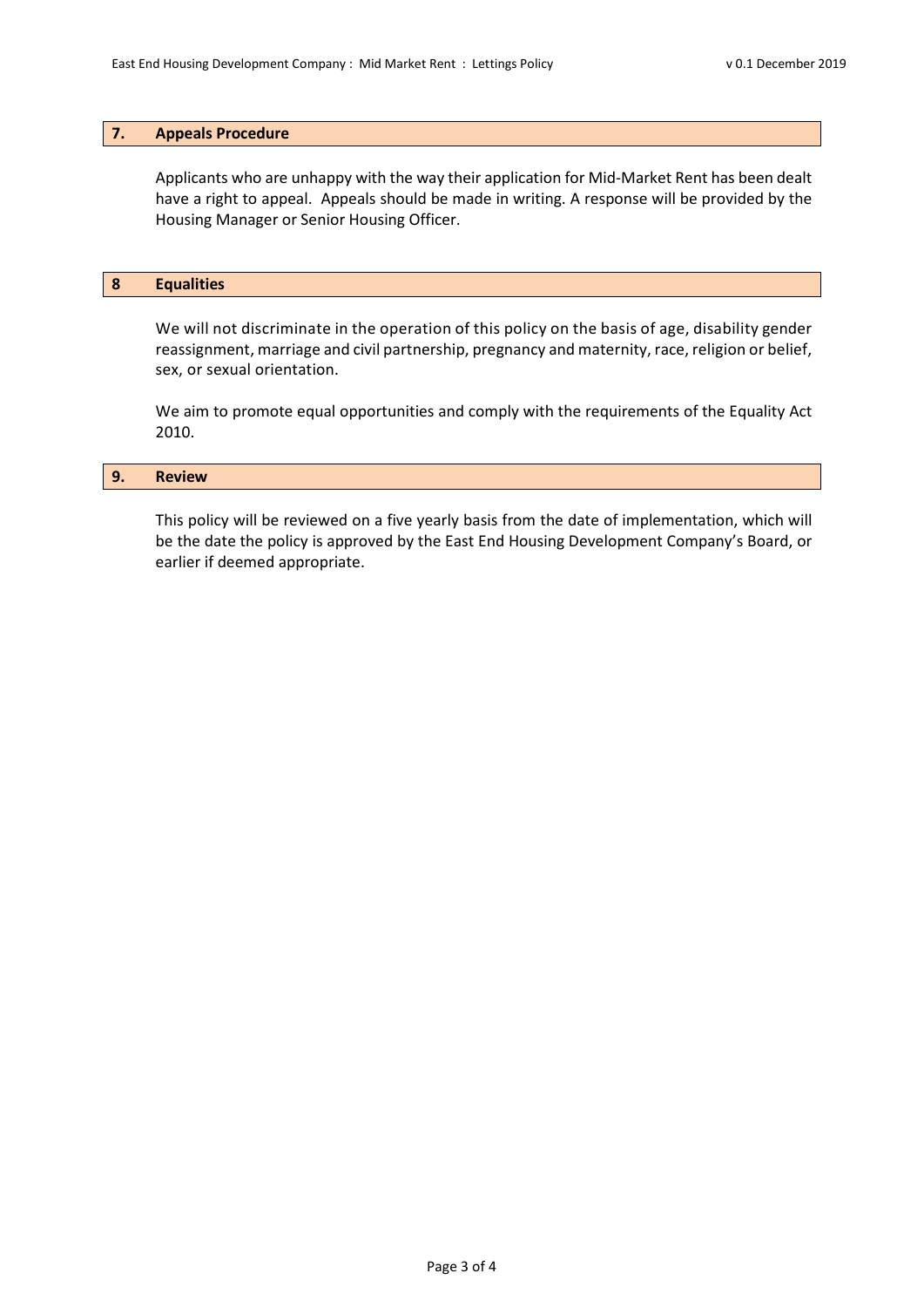## 7. Appeals Procedure

Applicants who are unhappy with the way their application for Mid-Market Rent has been dealt have a right to appeal. Appeals should be made in writing. A response will be provided by the Housing Manager or Senior Housing Officer.

## 8 Equalities

We will not discriminate in the operation of this policy on the basis of age, disability gender reassignment, marriage and civil partnership, pregnancy and maternity, race, religion or belief, sex, or sexual orientation.

We aim to promote equal opportunities and comply with the requirements of the Equality Act 2010.

## 9. Review

This policy will be reviewed on a five yearly basis from the date of implementation, which will be the date the policy is approved by the East End Housing Development Company's Board, or earlier if deemed appropriate.